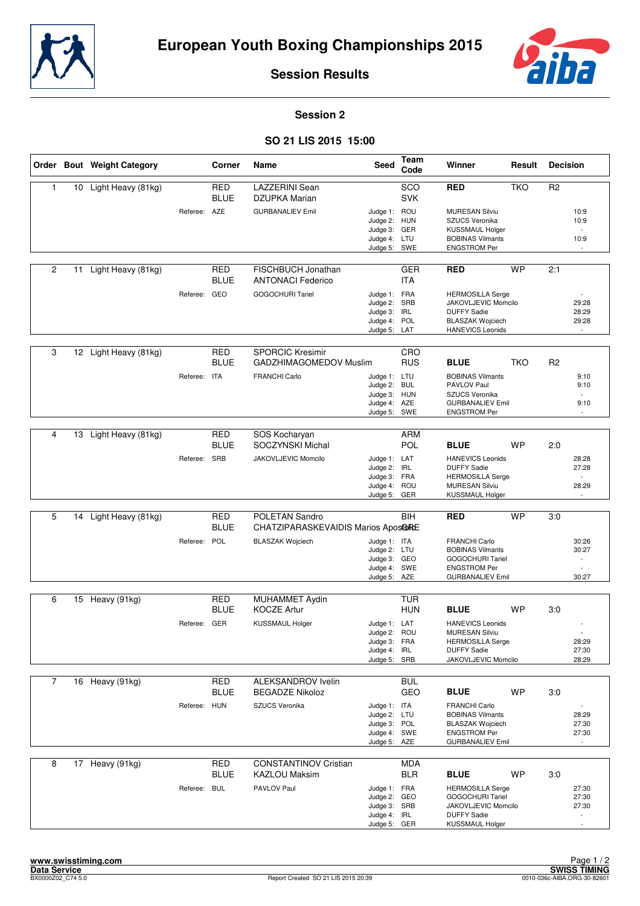# European Youth Boxing Championships 2015

## Session Results

### Session 2

### SO 21 LIS 2015 15:00

| Order | Bout | Weight Category | Corner | Name | Seed | Team Code | Winner | Result | Decision |
|---|---|---|---|---|---|---|---|---|---|
| 1 | 10 | Light Heavy (81kg) | RED | LAZZERINI Sean | | SCO | RED | TKO | R2 |
| | | | BLUE | DZUPKA Marian | | SVK | | | |
| | | Referee: AZE | | GURBANALIEV Emil | Judge 1: | ROU | MURESAN Silviu | | 10:9 |
| | | | | | Judge 2: | HUN | SZUCS Veronika | | 10:9 |
| | | | | | Judge 3: | GER | KUSSMAUL Holger | | - |
| | | | | | Judge 4: | LTU | BOBINAS Vilmants | | 10:9 |
| | | | | | Judge 5: | SWE | ENGSTROM Per | | - |
| 2 | 11 | Light Heavy (81kg) | RED | FISCHBUCH Jonathan | | GER | RED | WP | 2:1 |
| | | | BLUE | ANTONACI Federico | | ITA | | | |
| | | Referee: GEO | | GOGOCHURI Tariel | Judge 1: | FRA | HERMOSILLA Serge | | - |
| | | | | | Judge 2: | SRB | JAKOVLJEVIC Momcilo | | 29:28 |
| | | | | | Judge 3: | IRL | DUFFY Sadie | | 28:29 |
| | | | | | Judge 4: | POL | BLASZAK Wojciech | | 29:28 |
| | | | | | Judge 5: | LAT | HANEVICS Leonids | | - |
| 3 | 12 | Light Heavy (81kg) | RED | SPORCIC Kresimir | | CRO | | | |
| | | | BLUE | GADZHIMAGOMEDOV Muslim | | RUS | BLUE | TKO | R2 |
| | | Referee: ITA | | FRANCHI Carlo | Judge 1: | LTU | BOBINAS Vilmants | | 9:10 |
| | | | | | Judge 2: | BUL | PAVLOV Paul | | 9:10 |
| | | | | | Judge 3: | HUN | SZUCS Veronika | | - |
| | | | | | Judge 4: | AZE | GURBANALIEV Emil | | 9:10 |
| | | | | | Judge 5: | SWE | ENGSTROM Per | | - |
| 4 | 13 | Light Heavy (81kg) | RED | SOS Kocharyan | | ARM | | | |
| | | | BLUE | SOCZYNSKI Michal | | POL | BLUE | WP | 2:0 |
| | | Referee: SRB | | JAKOVLJEVIC Momcilo | Judge 1: | LAT | HANEVICS Leonids | | 28:28 |
| | | | | | Judge 2: | IRL | DUFFY Sadie | | 27:28 |
| | | | | | Judge 3: | FRA | HERMOSILLA Serge | | - |
| | | | | | Judge 4: | ROU | MURESAN Silviu | | 28:29 |
| | | | | | Judge 5: | GER | KUSSMAUL Holger | | - |
| 5 | 14 | Light Heavy (81kg) | RED | POLETAN Sandro | | BIH | RED | WP | 3:0 |
| | | | BLUE | CHATZIPARASKEVAIDIS Marios Apostolos | | GRE | | | |
| | | Referee: POL | | BLASZAK Wojciech | Judge 1: | ITA | FRANCHI Carlo | | 30:26 |
| | | | | | Judge 2: | LTU | BOBINAS Vilmants | | 30:27 |
| | | | | | Judge 3: | GEO | GOGOCHURI Tariel | | - |
| | | | | | Judge 4: | SWE | ENGSTROM Per | | - |
| | | | | | Judge 5: | AZE | GURBANALIEV Emil | | 30:27 |
| 6 | 15 | Heavy (91kg) | RED | MUHAMMET Aydin | | TUR | | | |
| | | | BLUE | KOCZE Artur | | HUN | BLUE | WP | 3:0 |
| | | Referee: GER | | KUSSMAUL Holger | Judge 1: | LAT | HANEVICS Leonids | | - |
| | | | | | Judge 2: | ROU | MURESAN Silviu | | - |
| | | | | | Judge 3: | FRA | HERMOSILLA Serge | | 28:29 |
| | | | | | Judge 4: | IRL | DUFFY Sadie | | 27:30 |
| | | | | | Judge 5: | SRB | JAKOVLJEVIC Momcilo | | 28:29 |
| 7 | 16 | Heavy (91kg) | RED | ALEKSANDROV Ivelin | | BUL | | | |
| | | | BLUE | BEGADZE Nikoloz | | GEO | BLUE | WP | 3:0 |
| | | Referee: HUN | | SZUCS Veronika | Judge 1: | ITA | FRANCHI Carlo | | - |
| | | | | | Judge 2: | LTU | BOBINAS Vilmants | | 28:29 |
| | | | | | Judge 3: | POL | BLASZAK Wojciech | | 27:30 |
| | | | | | Judge 4: | SWE | ENGSTROM Per | | 27:30 |
| | | | | | Judge 5: | AZE | GURBANALIEV Emil | | - |
| 8 | 17 | Heavy (91kg) | RED | CONSTANTINOV Cristian | | MDA | | | |
| | | | BLUE | KAZLOU Maksim | | BLR | BLUE | WP | 3:0 |
| | | Referee: BUL | | PAVLOV Paul | Judge 1: | FRA | HERMOSILLA Serge | | 27:30 |
| | | | | | Judge 2: | GEO | GOGOCHURI Tariel | | 27:30 |
| | | | | | Judge 3: | SRB | JAKOVLJEVIC Momcilo | | 27:30 |
| | | | | | Judge 4: | IRL | DUFFY Sadie | | - |
| | | | | | Judge 5: | GER | KUSSMAUL Holger | | - |

www.swisstiming.com
Data Service
BX0000Z02_C74 5.0

Report Created SO 21 LIS 2015 20:39

SWISS TIMING
0010-036c-AIBA.ORG-30-82601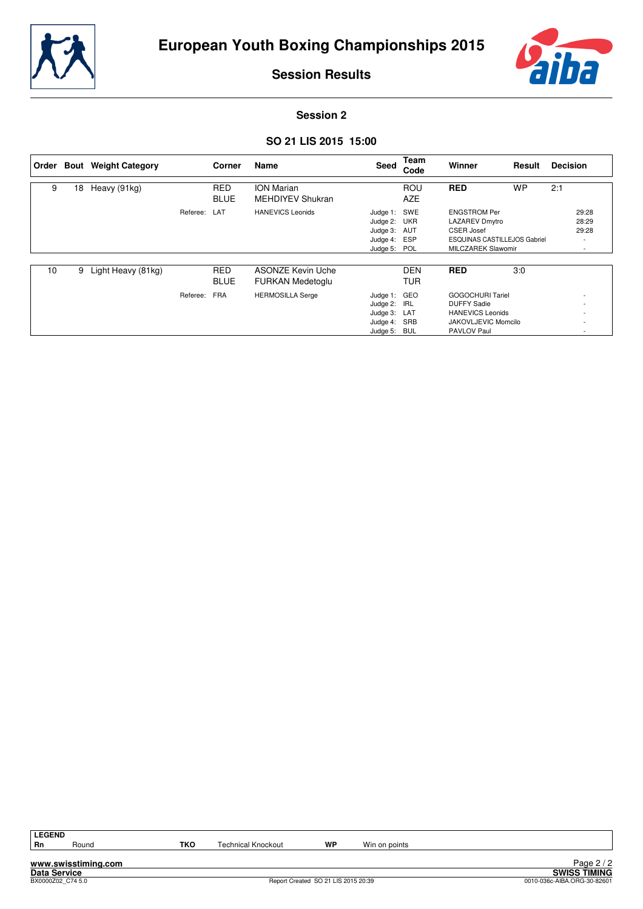# European Youth Boxing Championships 2015

## Session Results

### Session 2

### SO 21 LIS 2015 15:00

| Order | Bout | Weight Category | Corner | Name | Seed | Team Code | Winner | Result | Decision |
|---|---|---|---|---|---|---|---|---|---|
| 9 | 18 | Heavy (91kg) | RED | ION Marian | | ROU | **RED** | WP | 2:1 |
| | | | BLUE | MEHDIYEV Shukran | | AZE | | | |
| | | Referee: | LAT | HANEVICS Leonids | Judge 1: | SWE | ENGSTROM Per | | 29:28 |
| | | | | | Judge 2: | UKR | LAZAREV Dmytro | | 28:29 |
| | | | | | Judge 3: | AUT | CSER Josef | | 29:28 |
| | | | | | Judge 4: | ESP | ESQUINAS CASTILLEJOS Gabriel | | - |
| | | | | | Judge 5: | POL | MILCZAREK Slawomir | | - |
| 10 | 9 | Light Heavy (81kg) | RED | ASONZE Kevin Uche | | DEN | **RED** | 3:0 | |
| | | | BLUE | FURKAN Medetoglu | | TUR | | | |
| | | Referee: | FRA | HERMOSILLA Serge | Judge 1: | GEO | GOGOCHURI Tariel | | - |
| | | | | | Judge 2: | IRL | DUFFY Sadie | | - |
| | | | | | Judge 3: | LAT | HANEVICS Leonids | | - |
| | | | | | Judge 4: | SRB | JAKOVLJEVIC Momcilo | | - |
| | | | | | Judge 5: | BUL | PAVLOV Paul | | - |

**LEGEND**

| | | | | | |
|---|---|---|---|---|---|
| **Rn** | Round | **TKO** | Technical Knockout | **WP** | Win on points |

Report Created SO 21 LIS 2015 20:39